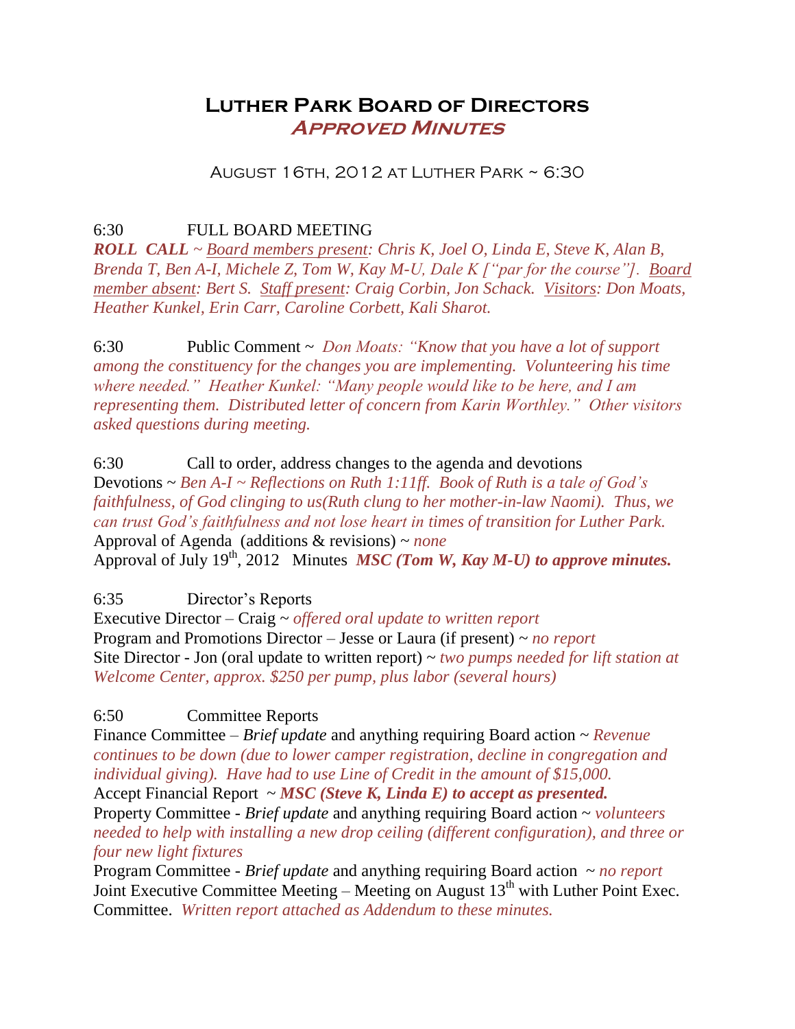# Luther Park Board of Directors
## *Approved Minutes*

August 16th, 2012 at Luther Park ~ 6:30

6:30 FULL BOARD MEETING
***ROLL CALL*** *~ Board members present: Chris K, Joel O, Linda E, Steve K, Alan B, Brenda T, Ben A-I, Michele Z, Tom W, Kay M-U, Dale K ["par for the course"]. Board member absent: Bert S. Staff present: Craig Corbin, Jon Schack. Visitors: Don Moats, Heather Kunkel, Erin Carr, Caroline Corbett, Kali Sharot.*

6:30 Public Comment ~ *Don Moats: "Know that you have a lot of support among the constituency for the changes you are implementing. Volunteering his time where needed." Heather Kunkel: "Many people would like to be here, and I am representing them. Distributed letter of concern from Karin Worthley." Other visitors asked questions during meeting.*

6:30 Call to order, address changes to the agenda and devotions
Devotions ~ *Ben A-I ~ Reflections on Ruth 1:11ff. Book of Ruth is a tale of God's faithfulness, of God clinging to us(Ruth clung to her mother-in-law Naomi). Thus, we can trust God's faithfulness and not lose heart in times of transition for Luther Park.*
Approval of Agenda (additions & revisions) ~ *none*
Approval of July 19th, 2012 Minutes ***MSC (Tom W, Kay M-U) to approve minutes.***

6:35 Director's Reports
Executive Director – Craig ~ *offered oral update to written report*
Program and Promotions Director – Jesse or Laura (if present) ~ *no report*
Site Director - Jon (oral update to written report) ~ *two pumps needed for lift station at Welcome Center, approx. $250 per pump, plus labor (several hours)*

6:50 Committee Reports
Finance Committee – *Brief update* and anything requiring Board action ~ *Revenue continues to be down (due to lower camper registration, decline in congregation and individual giving). Have had to use Line of Credit in the amount of $15,000.*
Accept Financial Report ~ ***MSC (Steve K, Linda E) to accept as presented.***
Property Committee - *Brief update* and anything requiring Board action ~ *volunteers needed to help with installing a new drop ceiling (different configuration), and three or four new light fixtures*
Program Committee - *Brief update* and anything requiring Board action ~ *no report*
Joint Executive Committee Meeting – Meeting on August 13th with Luther Point Exec. Committee. *Written report attached as Addendum to these minutes.*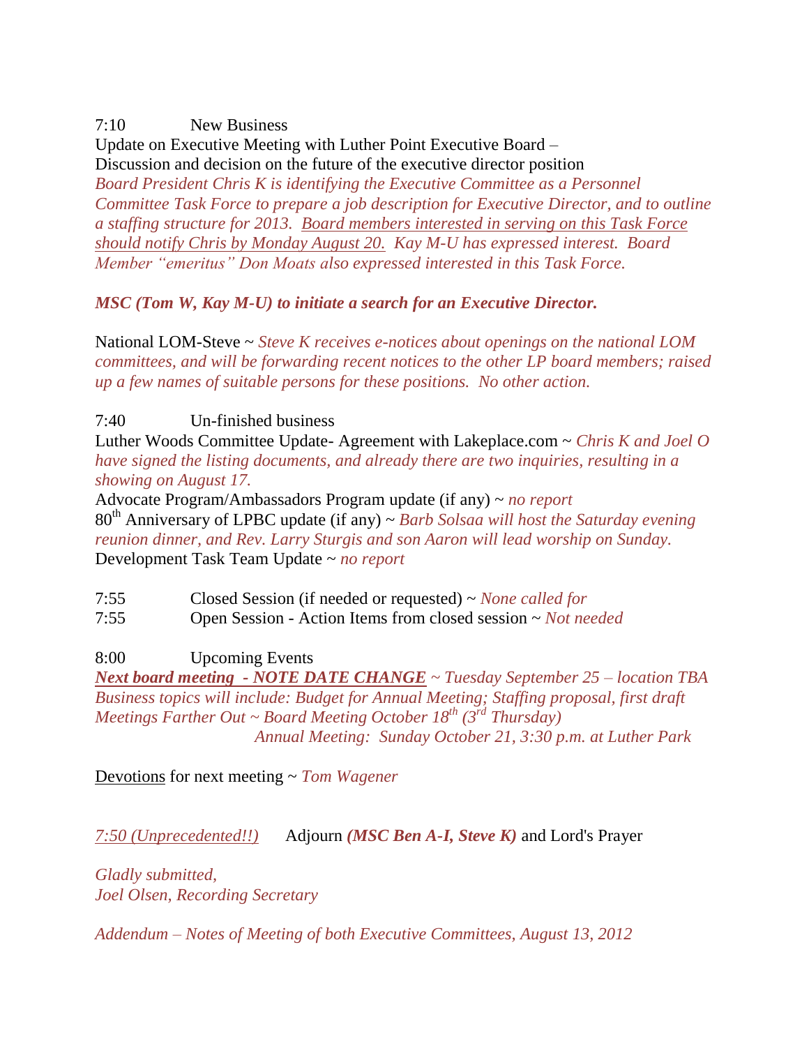7:10 New Business

Update on Executive Meeting with Luther Point Executive Board –
Discussion and decision on the future of the executive director position
*Board President Chris K is identifying the Executive Committee as a Personnel Committee Task Force to prepare a job description for Executive Director, and to outline a staffing structure for 2013. <u>Board members interested in serving on this Task Force should notify Chris by Monday August 20.</u> Kay M-U has expressed interest. Board Member "emeritus" Don Moats also expressed interested in this Task Force.*

***MSC (Tom W, Kay M-U) to initiate a search for an Executive Director.***

National LOM-Steve ~ *Steve K receives e-notices about openings on the national LOM committees, and will be forwarding recent notices to the other LP board members; raised up a few names of suitable persons for these positions. No other action.*

7:40 Un-finished business

Luther Woods Committee Update- Agreement with Lakeplace.com ~ *Chris K and Joel O have signed the listing documents, and already there are two inquiries, resulting in a showing on August 17.*
Advocate Program/Ambassadors Program update (if any) ~ *no report*
80th Anniversary of LPBC update (if any) ~ *Barb Solsaa will host the Saturday evening reunion dinner, and Rev. Larry Sturgis and son Aaron will lead worship on Sunday.*
Development Task Team Update ~ *no report*

7:55 Closed Session (if needed or requested) ~ *None called for*
7:55 Open Session - Action Items from closed session ~ *Not needed*

8:00 Upcoming Events

***<u>Next board meeting - NOTE DATE CHANGE</u>*** *~ Tuesday September 25 – location TBA*
*Business topics will include: Budget for Annual Meeting; Staffing proposal, first draft*
*Meetings Farther Out ~ Board Meeting October 18th (3rd Thursday)*
*Annual Meeting: Sunday October 21, 3:30 p.m. at Luther Park*

<u>Devotions</u> for next meeting ~ *Tom Wagener*

*<u>7:50 (Unprecedented!!)</u>* Adjourn ***(MSC Ben A-I, Steve K)*** and Lord's Prayer

*Gladly submitted,*
*Joel Olsen, Recording Secretary*

*Addendum – Notes of Meeting of both Executive Committees, August 13, 2012*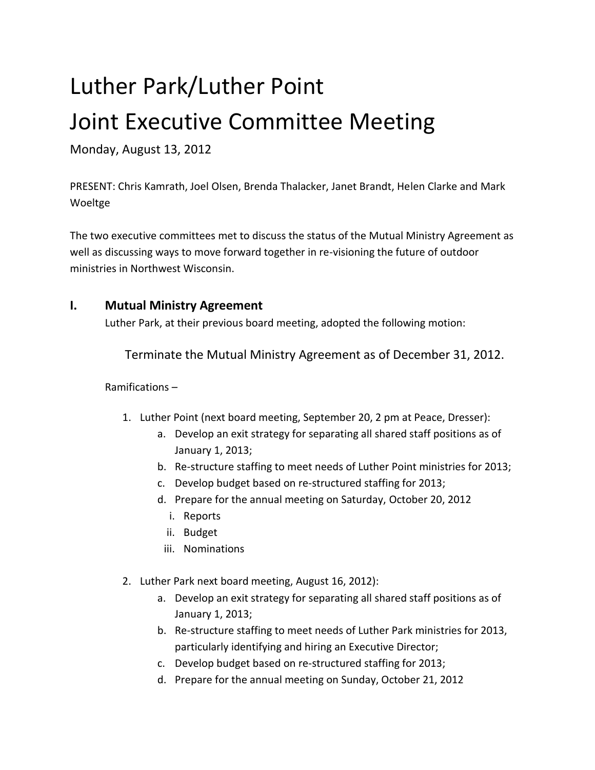# Luther Park/Luther Point

# Joint Executive Committee Meeting

Monday, August 13, 2012

PRESENT: Chris Kamrath, Joel Olsen, Brenda Thalacker, Janet Brandt, Helen Clarke and Mark Woeltge

The two executive committees met to discuss the status of the Mutual Ministry Agreement as well as discussing ways to move forward together in re-visioning the future of outdoor ministries in Northwest Wisconsin.

## I. Mutual Ministry Agreement

Luther Park, at their previous board meeting, adopted the following motion:

> Terminate the Mutual Ministry Agreement as of December 31, 2012.

Ramifications –

1. Luther Point (next board meeting, September 20, 2 pm at Peace, Dresser):
    a. Develop an exit strategy for separating all shared staff positions as of January 1, 2013;
    b. Re-structure staffing to meet needs of Luther Point ministries for 2013;
    c. Develop budget based on re-structured staffing for 2013;
    d. Prepare for the annual meeting on Saturday, October 20, 2012
        i. Reports
        ii. Budget
        iii. Nominations

2. Luther Park next board meeting, August 16, 2012):
    a. Develop an exit strategy for separating all shared staff positions as of January 1, 2013;
    b. Re-structure staffing to meet needs of Luther Park ministries for 2013, particularly identifying and hiring an Executive Director;
    c. Develop budget based on re-structured staffing for 2013;
    d. Prepare for the annual meeting on Sunday, October 21, 2012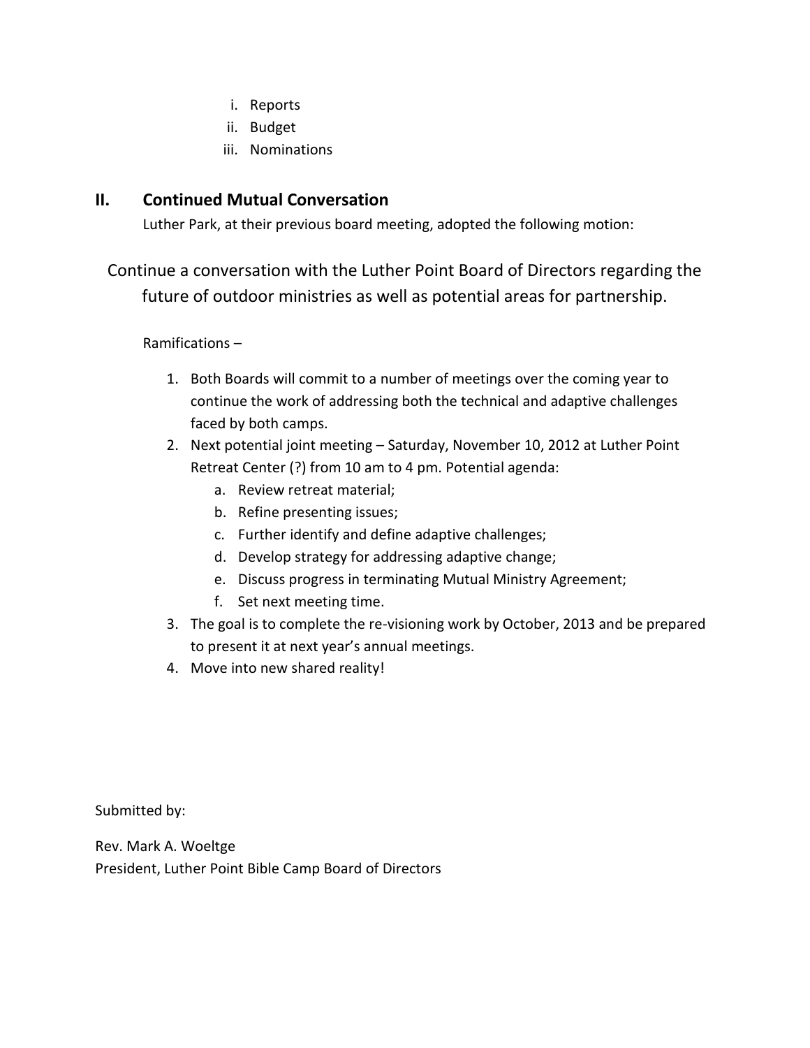i. Reports
   ii. Budget
   iii. Nominations

## II. Continued Mutual Conversation

Luther Park, at their previous board meeting, adopted the following motion:

> Continue a conversation with the Luther Point Board of Directors regarding the future of outdoor ministries as well as potential areas for partnership.

Ramifications –

1. Both Boards will commit to a number of meetings over the coming year to continue the work of addressing both the technical and adaptive challenges faced by both camps.
2. Next potential joint meeting – Saturday, November 10, 2012 at Luther Point Retreat Center (?) from 10 am to 4 pm. Potential agenda:
   a. Review retreat material;
   b. Refine presenting issues;
   c. Further identify and define adaptive challenges;
   d. Develop strategy for addressing adaptive change;
   e. Discuss progress in terminating Mutual Ministry Agreement;
   f. Set next meeting time.
3. The goal is to complete the re-visioning work by October, 2013 and be prepared to present it at next year's annual meetings.
4. Move into new shared reality!

Submitted by:

Rev. Mark A. Woeltge
President, Luther Point Bible Camp Board of Directors